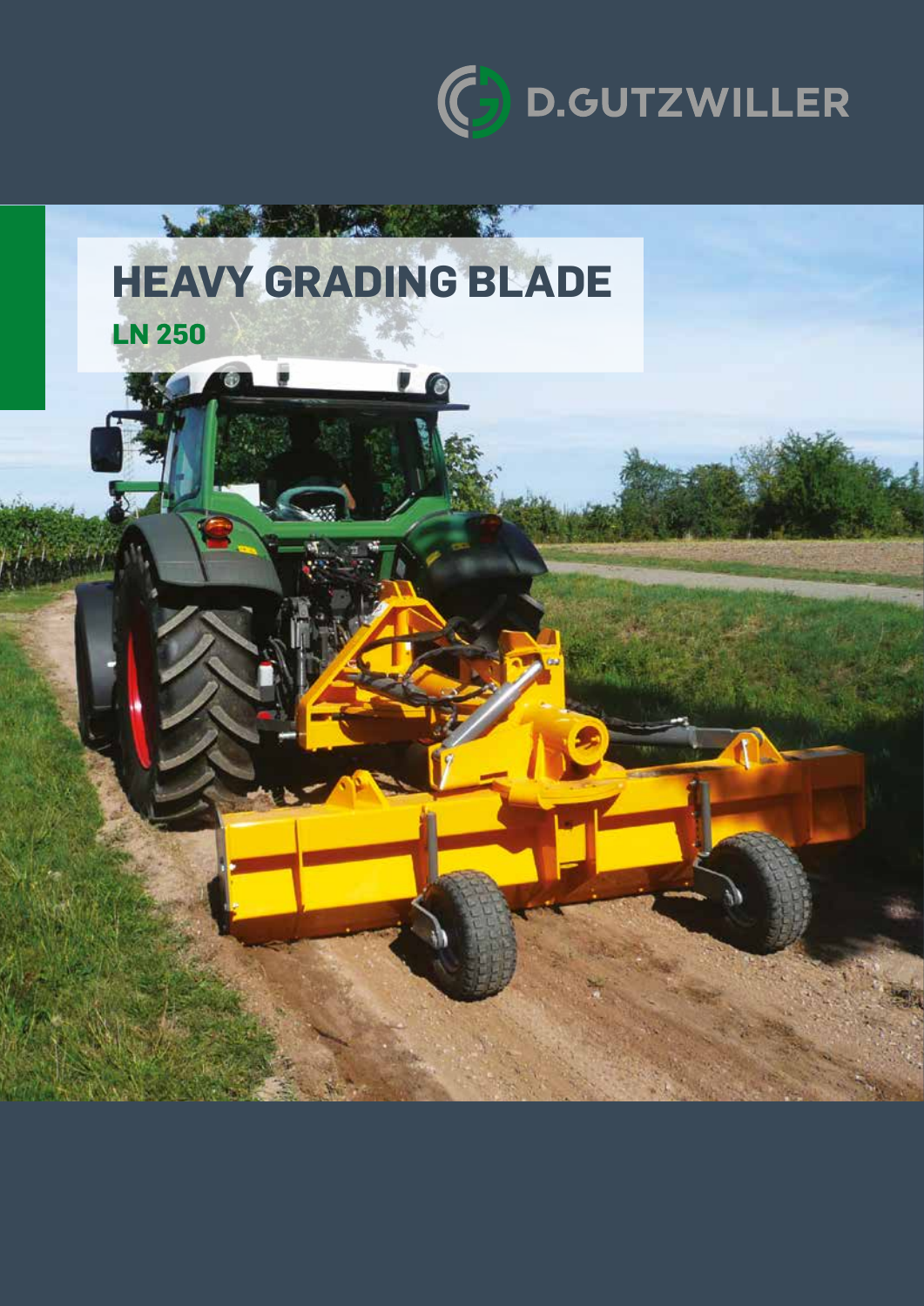D.GUTZWILLER

# HEAVY GRADING BLADE

## LN 250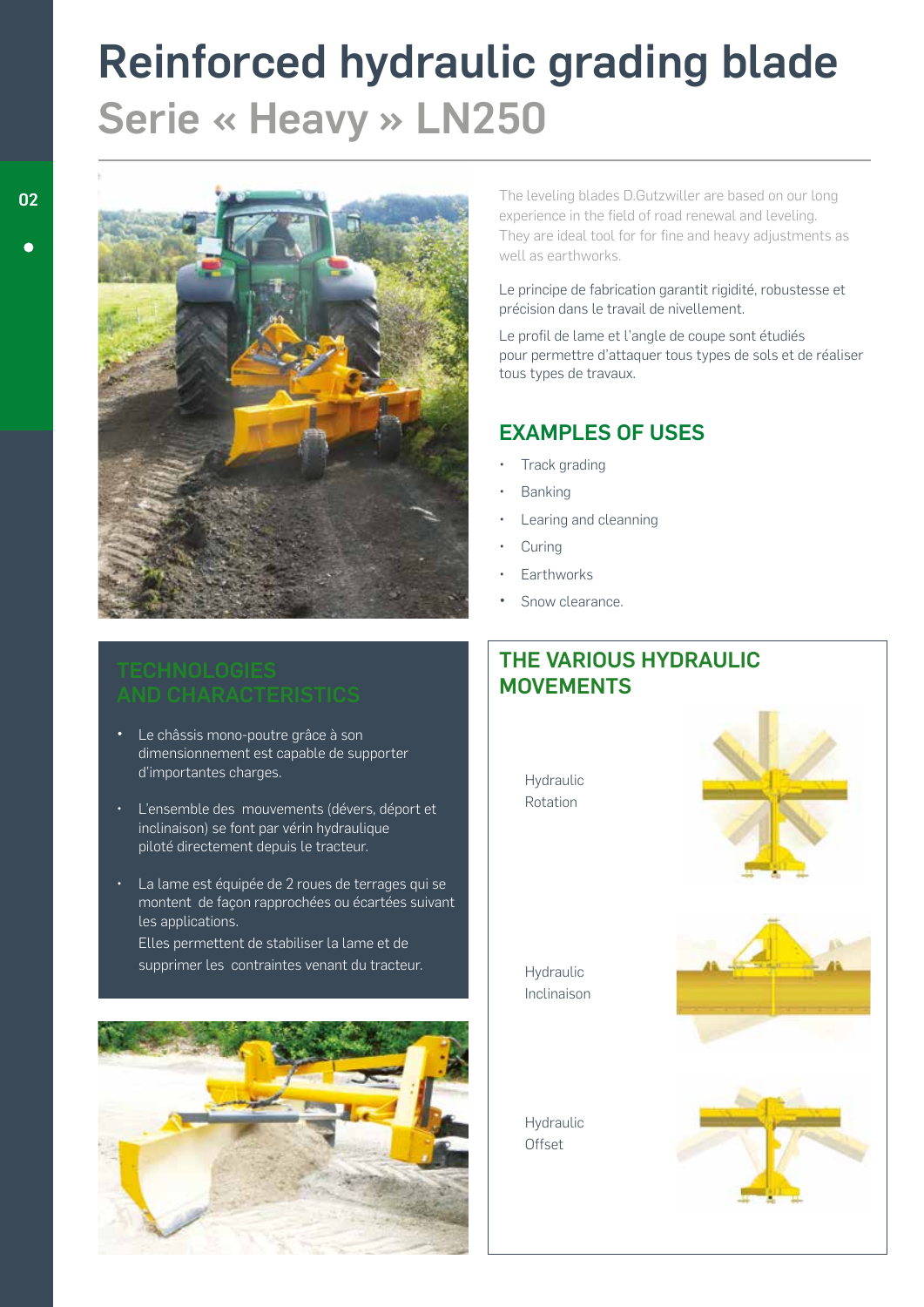# Reinforced hydraulic grading blade

## Serie « Heavy » LN250

The leveling blades D.Gutzwiller are based on our long experience in the field of road renewal and leveling. They are ideal tool for for fine and heavy adjustments as well as earthworks.

Le principe de fabrication garantit rigidité, robustesse et précision dans le travail de nivellement.

Le profil de lame et l'angle de coupe sont étudiés pour permettre d'attaquer tous types de sols et de réaliser tous types de travaux.

## EXAMPLES OF USES

- Track grading
- Banking
- Learing and cleanning
- Curing
- Earthworks
- Snow clearance.

## TECHNOLOGIES AND CHARACTERISTICS

- Le châssis mono-poutre grâce à son dimensionnement est capable de supporter d'importantes charges.
- L'ensemble des mouvements (dévers, déport et inclinaison) se font par vérin hydraulique piloté directement depuis le tracteur.
- La lame est équipée de 2 roues de terrages qui se montent de façon rapprochées ou écartées suivant les applications.
  Elles permettent de stabiliser la lame et de supprimer les contraintes venant du tracteur.

## THE VARIOUS HYDRAULIC MOVEMENTS

Hydraulic Rotation

Hydraulic Inclinaison

Hydraulic Offset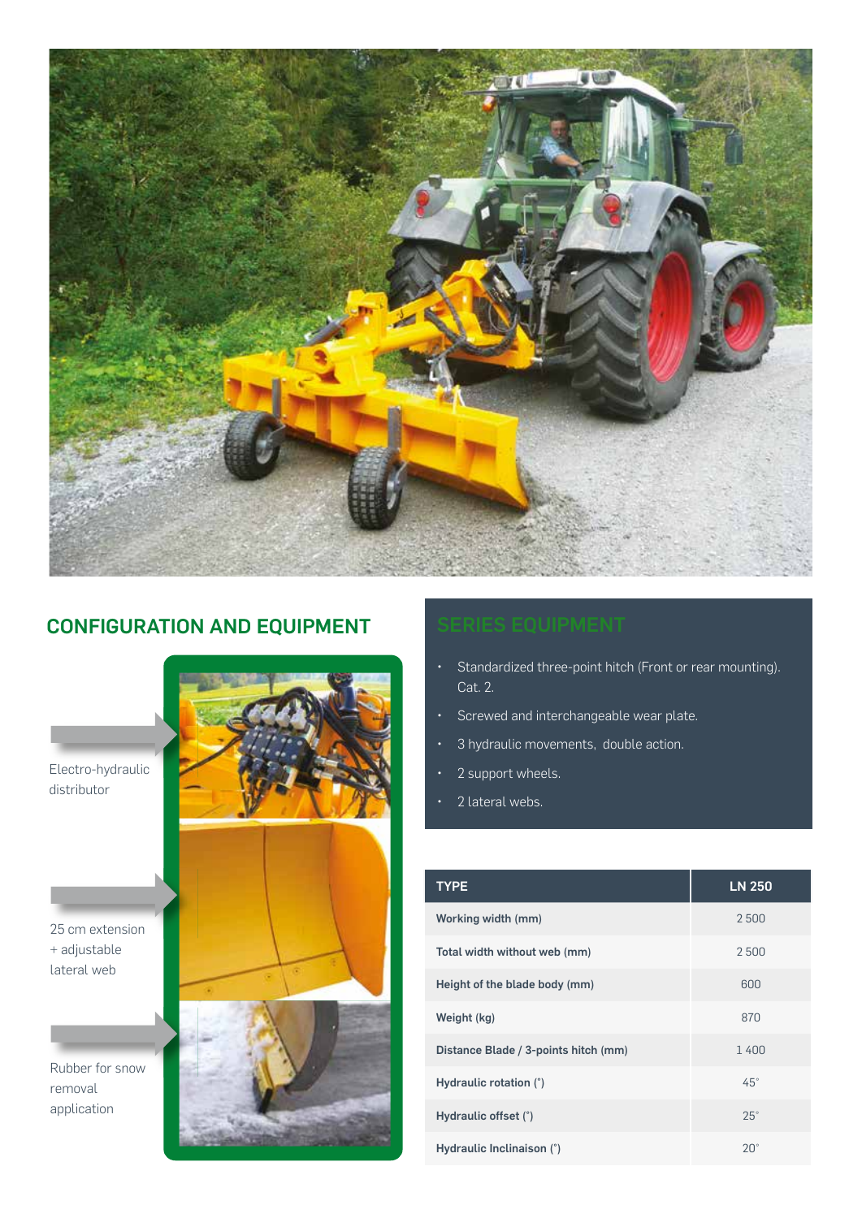## CONFIGURATION AND EQUIPMENT

Electro-hydraulic distributor

25 cm extension + adjustable lateral web

Rubber for snow removal application

## SERIES EQUIPMENT

- Standardized three-point hitch (Front or rear mounting). Cat. 2.
- Screwed and interchangeable wear plate.
- 3 hydraulic movements, double action.
- 2 support wheels.
- 2 lateral webs.

| TYPE | LN 250 |
|---|---|
| Working width (mm) | 2 500 |
| Total width without web (mm) | 2 500 |
| Height of the blade body (mm) | 600 |
| Weight (kg) | 870 |
| Distance Blade / 3-points hitch (mm) | 1 400 |
| Hydraulic rotation (°) | 45° |
| Hydraulic offset (°) | 25° |
| Hydraulic Inclinaison (°) | 20° |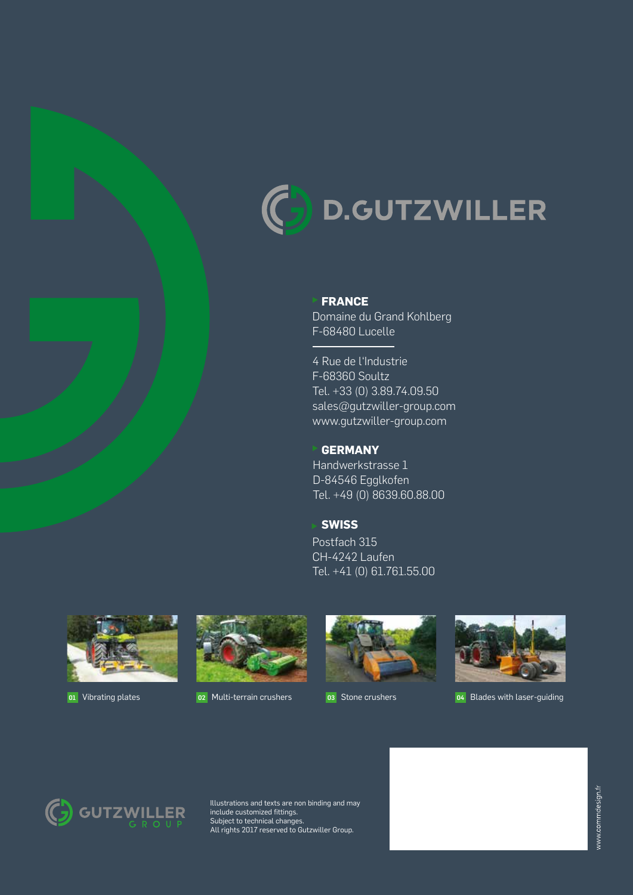# D.GUTZWILLER

**FRANCE**
Domaine du Grand Kohlberg
F-68480 Lucelle

4 Rue de l'Industrie
F-68360 Soultz
Tel. +33 (0) 3.89.74.09.50
sales@gutzwiller-group.com
www.gutzwiller-group.com

**GERMANY**
Handwerkstrasse 1
D-84546 Egglkofen
Tel. +49 (0) 8639.60.88.00

**SWISS**
Postfach 315
CH-4242 Laufen
Tel. +41 (0) 61.761.55.00

01 Vibrating plates

02 Multi-terrain crushers

03 Stone crushers

04 Blades with laser-guiding

GUTZWILLER GROUP

Illustrations and texts are non binding and may include customized fittings.
Subject to technical changes.
All rights 2017 reserved to Gutzwiller Group.

www.commdesign.fr